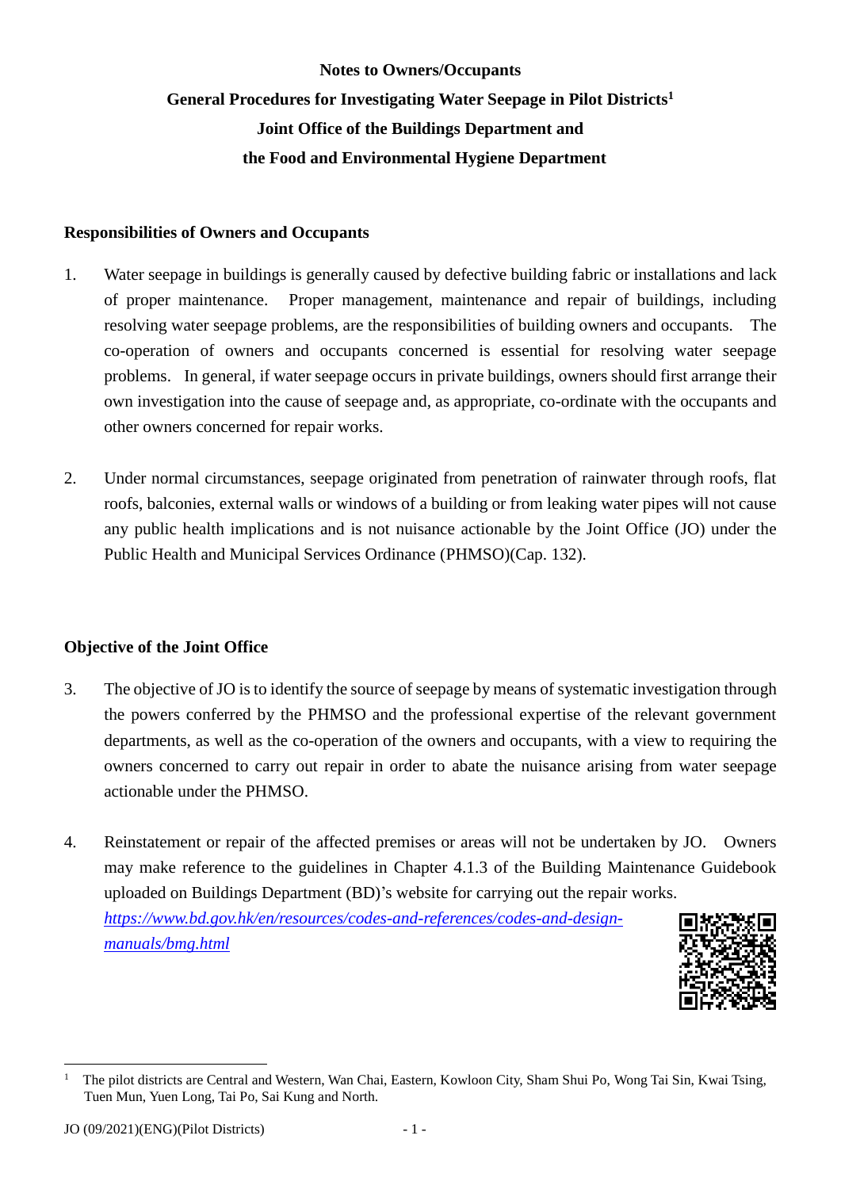**Notes to Owners/Occupants**

**General Procedures for Investigating Water Seepage in Pilot Districts[1]**

**Joint Office of the Buildings Department and**

**the Food and Environmental Hygiene Department**

## Responsibilities of Owners and Occupants

1. Water seepage in buildings is generally caused by defective building fabric or installations and lack of proper maintenance. Proper management, maintenance and repair of buildings, including resolving water seepage problems, are the responsibilities of building owners and occupants. The co-operation of owners and occupants concerned is essential for resolving water seepage problems. In general, if water seepage occurs in private buildings, owners should first arrange their own investigation into the cause of seepage and, as appropriate, co-ordinate with the occupants and other owners concerned for repair works.

2. Under normal circumstances, seepage originated from penetration of rainwater through roofs, flat roofs, balconies, external walls or windows of a building or from leaking water pipes will not cause any public health implications and is not nuisance actionable by the Joint Office (JO) under the Public Health and Municipal Services Ordinance (PHMSO)(Cap. 132).

## Objective of the Joint Office

3. The objective of JO is to identify the source of seepage by means of systematic investigation through the powers conferred by the PHMSO and the professional expertise of the relevant government departments, as well as the co-operation of the owners and occupants, with a view to requiring the owners concerned to carry out repair in order to abate the nuisance arising from water seepage actionable under the PHMSO.

4. Reinstatement or repair of the affected premises or areas will not be undertaken by JO. Owners may make reference to the guidelines in Chapter 4.1.3 of the Building Maintenance Guidebook uploaded on Buildings Department (BD)'s website for carrying out the repair works. *https://www.bd.gov.hk/en/resources/codes-and-references/codes-and-design-manuals/bmg.html*

---

[1] The pilot districts are Central and Western, Wan Chai, Eastern, Kowloon City, Sham Shui Po, Wong Tai Sin, Kwai Tsing, Tuen Mun, Yuen Long, Tai Po, Sai Kung and North.

JO (09/2021)(ENG)(Pilot Districts)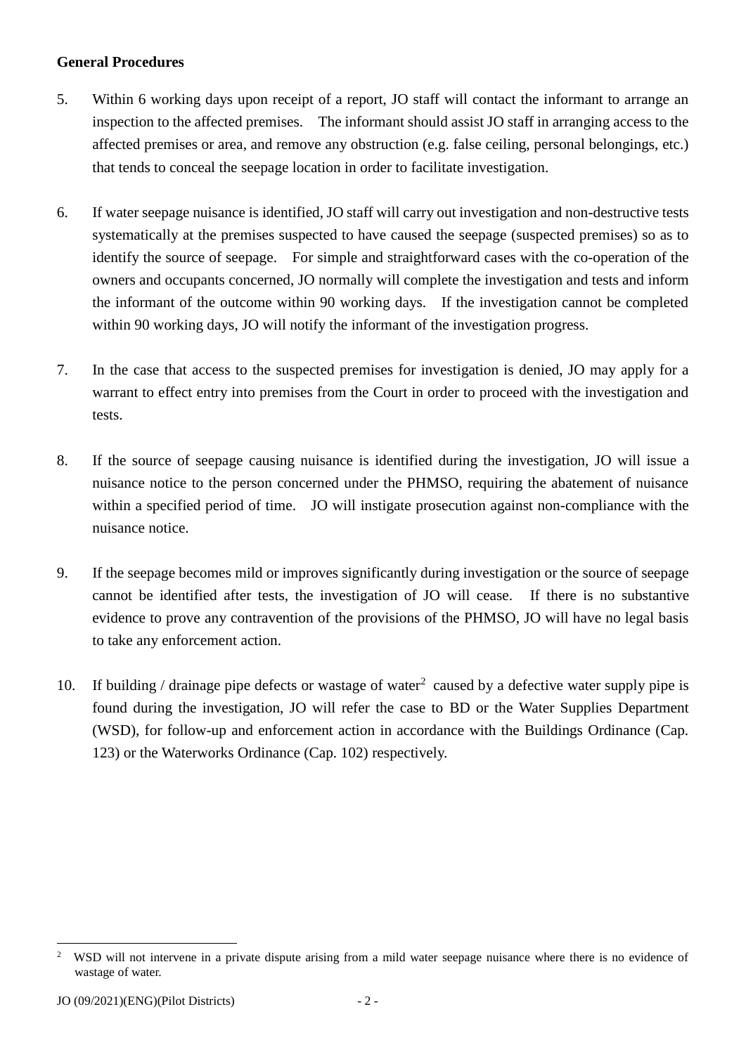**General Procedures**

5. Within 6 working days upon receipt of a report, JO staff will contact the informant to arrange an inspection to the affected premises. The informant should assist JO staff in arranging access to the affected premises or area, and remove any obstruction (e.g. false ceiling, personal belongings, etc.) that tends to conceal the seepage location in order to facilitate investigation.

6. If water seepage nuisance is identified, JO staff will carry out investigation and non-destructive tests systematically at the premises suspected to have caused the seepage (suspected premises) so as to identify the source of seepage. For simple and straightforward cases with the co-operation of the owners and occupants concerned, JO normally will complete the investigation and tests and inform the informant of the outcome within 90 working days. If the investigation cannot be completed within 90 working days, JO will notify the informant of the investigation progress.

7. In the case that access to the suspected premises for investigation is denied, JO may apply for a warrant to effect entry into premises from the Court in order to proceed with the investigation and tests.

8. If the source of seepage causing nuisance is identified during the investigation, JO will issue a nuisance notice to the person concerned under the PHMSO, requiring the abatement of nuisance within a specified period of time. JO will instigate prosecution against non-compliance with the nuisance notice.

9. If the seepage becomes mild or improves significantly during investigation or the source of seepage cannot be identified after tests, the investigation of JO will cease. If there is no substantive evidence to prove any contravention of the provisions of the PHMSO, JO will have no legal basis to take any enforcement action.

10. If building / drainage pipe defects or wastage of water[2] caused by a defective water supply pipe is found during the investigation, JO will refer the case to BD or the Water Supplies Department (WSD), for follow-up and enforcement action in accordance with the Buildings Ordinance (Cap. 123) or the Waterworks Ordinance (Cap. 102) respectively.

---

[2] WSD will not intervene in a private dispute arising from a mild water seepage nuisance where there is no evidence of wastage of water.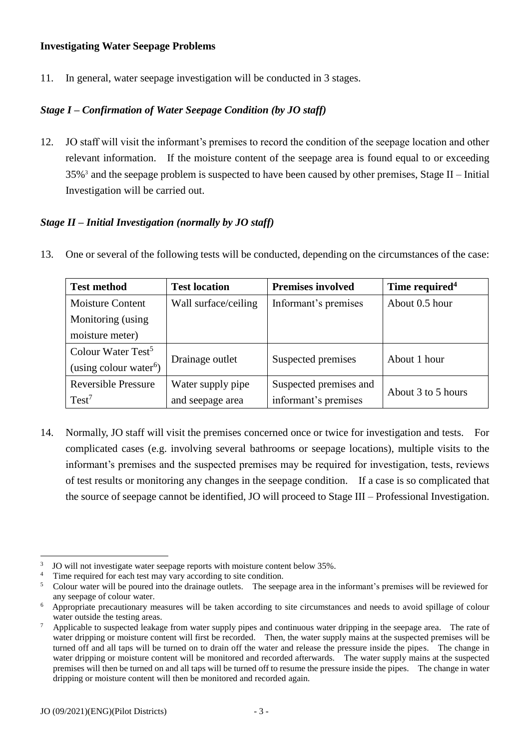**Investigating Water Seepage Problems**

11. In general, water seepage investigation will be conducted in 3 stages.

***Stage I – Confirmation of Water Seepage Condition (by JO staff)***

12. JO staff will visit the informant's premises to record the condition of the seepage location and other relevant information. If the moisture content of the seepage area is found equal to or exceeding 35%[3] and the seepage problem is suspected to have been caused by other premises, Stage II – Initial Investigation will be carried out.

***Stage II – Initial Investigation (normally by JO staff)***

13. One or several of the following tests will be conducted, depending on the circumstances of the case:

| Test method | Test location | Premises involved | Time required[4] |
|---|---|---|---|
| Moisture Content Monitoring (using moisture meter) | Wall surface/ceiling | Informant's premises | About 0.5 hour |
| Colour Water Test[5] (using colour water[6]) | Drainage outlet | Suspected premises | About 1 hour |
| Reversible Pressure Test[7] | Water supply pipe and seepage area | Suspected premises and informant's premises | About 3 to 5 hours |

14. Normally, JO staff will visit the premises concerned once or twice for investigation and tests. For complicated cases (e.g. involving several bathrooms or seepage locations), multiple visits to the informant's premises and the suspected premises may be required for investigation, tests, reviews of test results or monitoring any changes in the seepage condition. If a case is so complicated that the source of seepage cannot be identified, JO will proceed to Stage III – Professional Investigation.

---

[3] JO will not investigate water seepage reports with moisture content below 35%.

[4] Time required for each test may vary according to site condition.

[5] Colour water will be poured into the drainage outlets. The seepage area in the informant's premises will be reviewed for any seepage of colour water.

[6] Appropriate precautionary measures will be taken according to site circumstances and needs to avoid spillage of colour water outside the testing areas.

[7] Applicable to suspected leakage from water supply pipes and continuous water dripping in the seepage area. The rate of water dripping or moisture content will first be recorded. Then, the water supply mains at the suspected premises will be turned off and all taps will be turned on to drain off the water and release the pressure inside the pipes. The change in water dripping or moisture content will be monitored and recorded afterwards. The water supply mains at the suspected premises will then be turned on and all taps will be turned off to resume the pressure inside the pipes. The change in water dripping or moisture content will then be monitored and recorded again.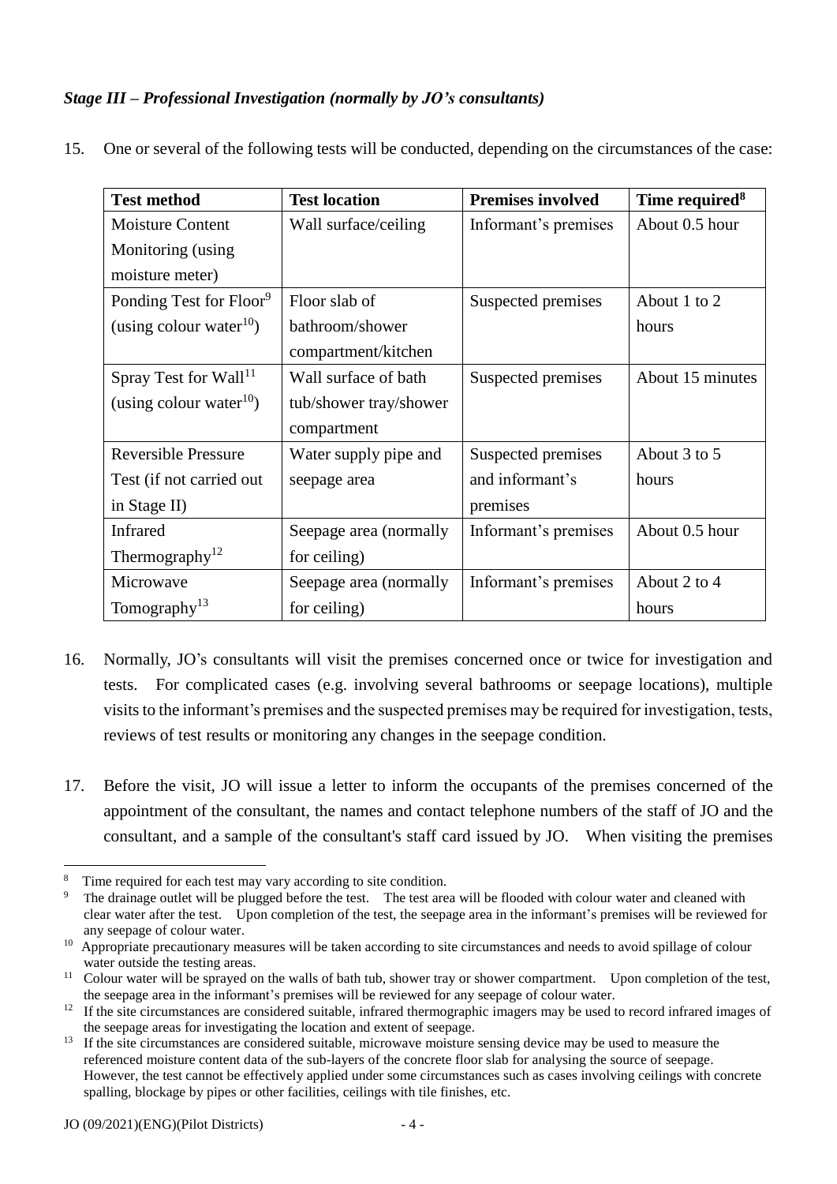### *Stage III – Professional Investigation (normally by JO's consultants)*

15. One or several of the following tests will be conducted, depending on the circumstances of the case:

| Test method | Test location | Premises involved | Time required[8] |
|---|---|---|---|
| Moisture Content Monitoring (using moisture meter) | Wall surface/ceiling | Informant's premises | About 0.5 hour |
| Ponding Test for Floor[9] (using colour water[10]) | Floor slab of bathroom/shower compartment/kitchen | Suspected premises | About 1 to 2 hours |
| Spray Test for Wall[11] (using colour water[10]) | Wall surface of bath tub/shower tray/shower compartment | Suspected premises | About 15 minutes |
| Reversible Pressure Test (if not carried out in Stage II) | Water supply pipe and seepage area | Suspected premises and informant's premises | About 3 to 5 hours |
| Infrared Thermography[12] | Seepage area (normally for ceiling) | Informant's premises | About 0.5 hour |
| Microwave Tomography[13] | Seepage area (normally for ceiling) | Informant's premises | About 2 to 4 hours |

16. Normally, JO's consultants will visit the premises concerned once or twice for investigation and tests. For complicated cases (e.g. involving several bathrooms or seepage locations), multiple visits to the informant's premises and the suspected premises may be required for investigation, tests, reviews of test results or monitoring any changes in the seepage condition.

17. Before the visit, JO will issue a letter to inform the occupants of the premises concerned of the appointment of the consultant, the names and contact telephone numbers of the staff of JO and the consultant, and a sample of the consultant's staff card issued by JO. When visiting the premises

---

[8] Time required for each test may vary according to site condition.

[9] The drainage outlet will be plugged before the test. The test area will be flooded with colour water and cleaned with clear water after the test. Upon completion of the test, the seepage area in the informant's premises will be reviewed for any seepage of colour water.

[10] Appropriate precautionary measures will be taken according to site circumstances and needs to avoid spillage of colour water outside the testing areas.

[11] Colour water will be sprayed on the walls of bath tub, shower tray or shower compartment. Upon completion of the test, the seepage area in the informant's premises will be reviewed for any seepage of colour water.

[12] If the site circumstances are considered suitable, infrared thermographic imagers may be used to record infrared images of the seepage areas for investigating the location and extent of seepage.

[13] If the site circumstances are considered suitable, microwave moisture sensing device may be used to measure the referenced moisture content data of the sub-layers of the concrete floor slab for analysing the source of seepage. However, the test cannot be effectively applied under some circumstances such as cases involving ceilings with concrete spalling, blockage by pipes or other facilities, ceilings with tile finishes, etc.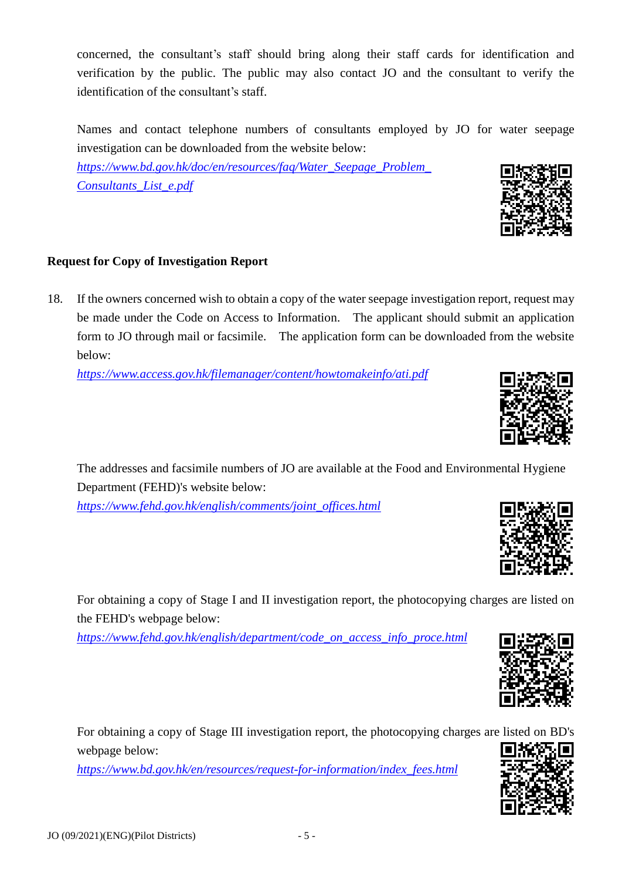concerned, the consultant's staff should bring along their staff cards for identification and verification by the public. The public may also contact JO and the consultant to verify the identification of the consultant's staff.

Names and contact telephone numbers of consultants employed by JO for water seepage investigation can be downloaded from the website below:
*https://www.bd.gov.hk/doc/en/resources/faq/Water_Seepage_Problem_Consultants_List_e.pdf*

### Request for Copy of Investigation Report

18. If the owners concerned wish to obtain a copy of the water seepage investigation report, request may be made under the Code on Access to Information. The applicant should submit an application form to JO through mail or facsimile. The application form can be downloaded from the website below:
*https://www.access.gov.hk/filemanager/content/howtomakeinfo/ati.pdf*

The addresses and facsimile numbers of JO are available at the Food and Environmental Hygiene Department (FEHD)'s website below:
*https://www.fehd.gov.hk/english/comments/joint_offices.html*

For obtaining a copy of Stage I and II investigation report, the photocopying charges are listed on the FEHD's webpage below:
*https://www.fehd.gov.hk/english/department/code_on_access_info_proce.html*

For obtaining a copy of Stage III investigation report, the photocopying charges are listed on BD's webpage below:
*https://www.bd.gov.hk/en/resources/request-for-information/index_fees.html*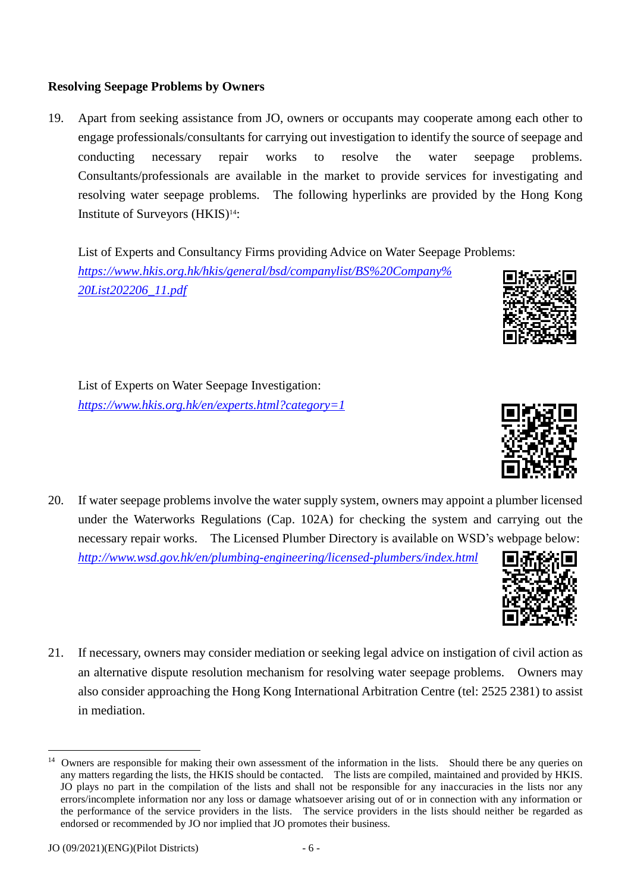**Resolving Seepage Problems by Owners**

19. Apart from seeking assistance from JO, owners or occupants may cooperate among each other to engage professionals/consultants for carrying out investigation to identify the source of seepage and conducting necessary repair works to resolve the water seepage problems. Consultants/professionals are available in the market to provide services for investigating and resolving water seepage problems. The following hyperlinks are provided by the Hong Kong Institute of Surveyors (HKIS)[14]:

    List of Experts and Consultancy Firms providing Advice on Water Seepage Problems:
    *https://www.hkis.org.hk/hkis/general/bsd/companylist/BS%20Company%20List202206_11.pdf*

    List of Experts on Water Seepage Investigation:
    *https://www.hkis.org.hk/en/experts.html?category=1*

20. If water seepage problems involve the water supply system, owners may appoint a plumber licensed under the Waterworks Regulations (Cap. 102A) for checking the system and carrying out the necessary repair works. The Licensed Plumber Directory is available on WSD's webpage below:
    *http://www.wsd.gov.hk/en/plumbing-engineering/licensed-plumbers/index.html*

21. If necessary, owners may consider mediation or seeking legal advice on instigation of civil action as an alternative dispute resolution mechanism for resolving water seepage problems. Owners may also consider approaching the Hong Kong International Arbitration Centre (tel: 2525 2381) to assist in mediation.

---

[14] Owners are responsible for making their own assessment of the information in the lists. Should there be any queries on any matters regarding the lists, the HKIS should be contacted. The lists are compiled, maintained and provided by HKIS. JO plays no part in the compilation of the lists and shall not be responsible for any inaccuracies in the lists nor any errors/incomplete information nor any loss or damage whatsoever arising out of or in connection with any information or the performance of the service providers in the lists. The service providers in the lists should neither be regarded as endorsed or recommended by JO nor implied that JO promotes their business.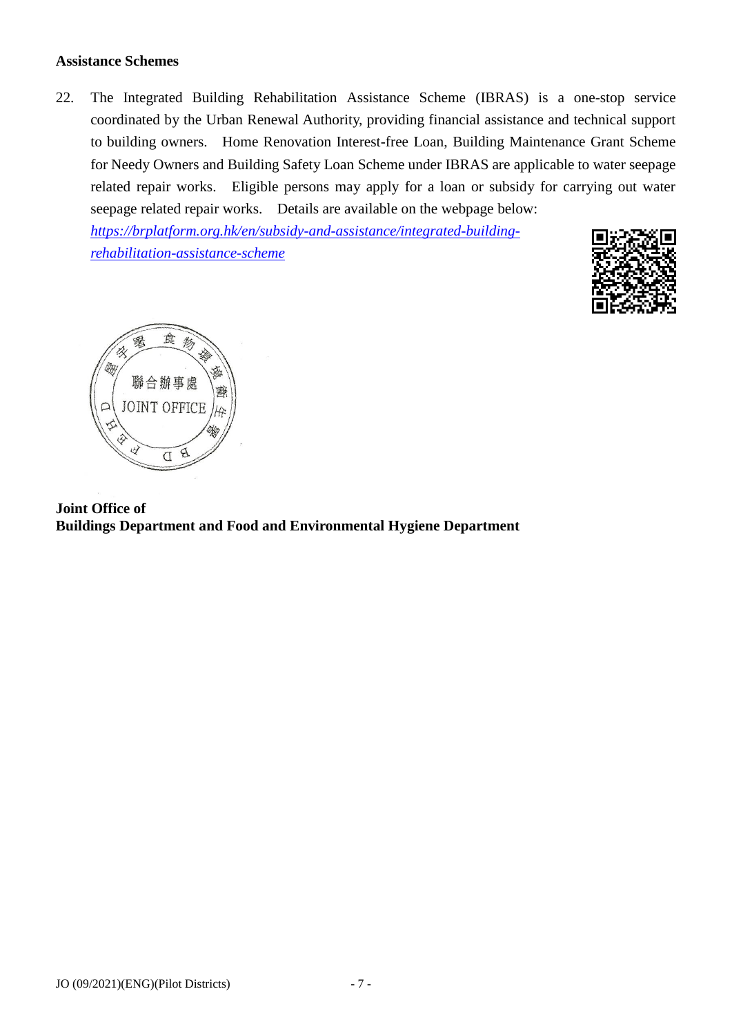**Assistance Schemes**

22. The Integrated Building Rehabilitation Assistance Scheme (IBRAS) is a one-stop service coordinated by the Urban Renewal Authority, providing financial assistance and technical support to building owners. Home Renovation Interest-free Loan, Building Maintenance Grant Scheme for Needy Owners and Building Safety Loan Scheme under IBRAS are applicable to water seepage related repair works. Eligible persons may apply for a loan or subsidy for carrying out water seepage related repair works. Details are available on the webpage below:
*https://brplatform.org.hk/en/subsidy-and-assistance/integrated-building-rehabilitation-assistance-scheme*

**Joint Office of**
**Buildings Department and Food and Environmental Hygiene Department**